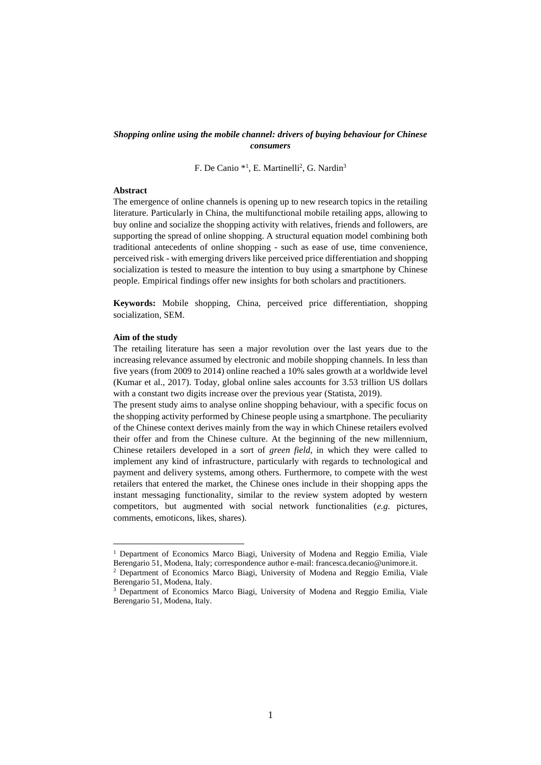***Shopping online using the mobile channel: drivers of buying behaviour for Chinese consumers***

F. De Canio *[1], E. Martinelli[2], G. Nardin[3]

**Abstract**

The emergence of online channels is opening up to new research topics in the retailing literature. Particularly in China, the multifunctional mobile retailing apps, allowing to buy online and socialize the shopping activity with relatives, friends and followers, are supporting the spread of online shopping. A structural equation model combining both traditional antecedents of online shopping - such as ease of use, time convenience, perceived risk - with emerging drivers like perceived price differentiation and shopping socialization is tested to measure the intention to buy using a smartphone by Chinese people. Empirical findings offer new insights for both scholars and practitioners.

**Keywords:** Mobile shopping, China, perceived price differentiation, shopping socialization, SEM.

**Aim of the study**

The retailing literature has seen a major revolution over the last years due to the increasing relevance assumed by electronic and mobile shopping channels. In less than five years (from 2009 to 2014) online reached a 10% sales growth at a worldwide level (Kumar et al., 2017). Today, global online sales accounts for 3.53 trillion US dollars with a constant two digits increase over the previous year (Statista, 2019).

The present study aims to analyse online shopping behaviour, with a specific focus on the shopping activity performed by Chinese people using a smartphone. The peculiarity of the Chinese context derives mainly from the way in which Chinese retailers evolved their offer and from the Chinese culture. At the beginning of the new millennium, Chinese retailers developed in a sort of *green field,* in which they were called to implement any kind of infrastructure, particularly with regards to technological and payment and delivery systems, among others. Furthermore, to compete with the west retailers that entered the market, the Chinese ones include in their shopping apps the instant messaging functionality, similar to the review system adopted by western competitors, but augmented with social network functionalities (*e.g.* pictures, comments, emoticons, likes, shares).

[1] Department of Economics Marco Biagi, University of Modena and Reggio Emilia, Viale Berengario 51, Modena, Italy; correspondence author e-mail: francesca.decanio@unimore.it.

[2] Department of Economics Marco Biagi, University of Modena and Reggio Emilia, Viale Berengario 51, Modena, Italy.

[3] Department of Economics Marco Biagi, University of Modena and Reggio Emilia, Viale Berengario 51, Modena, Italy.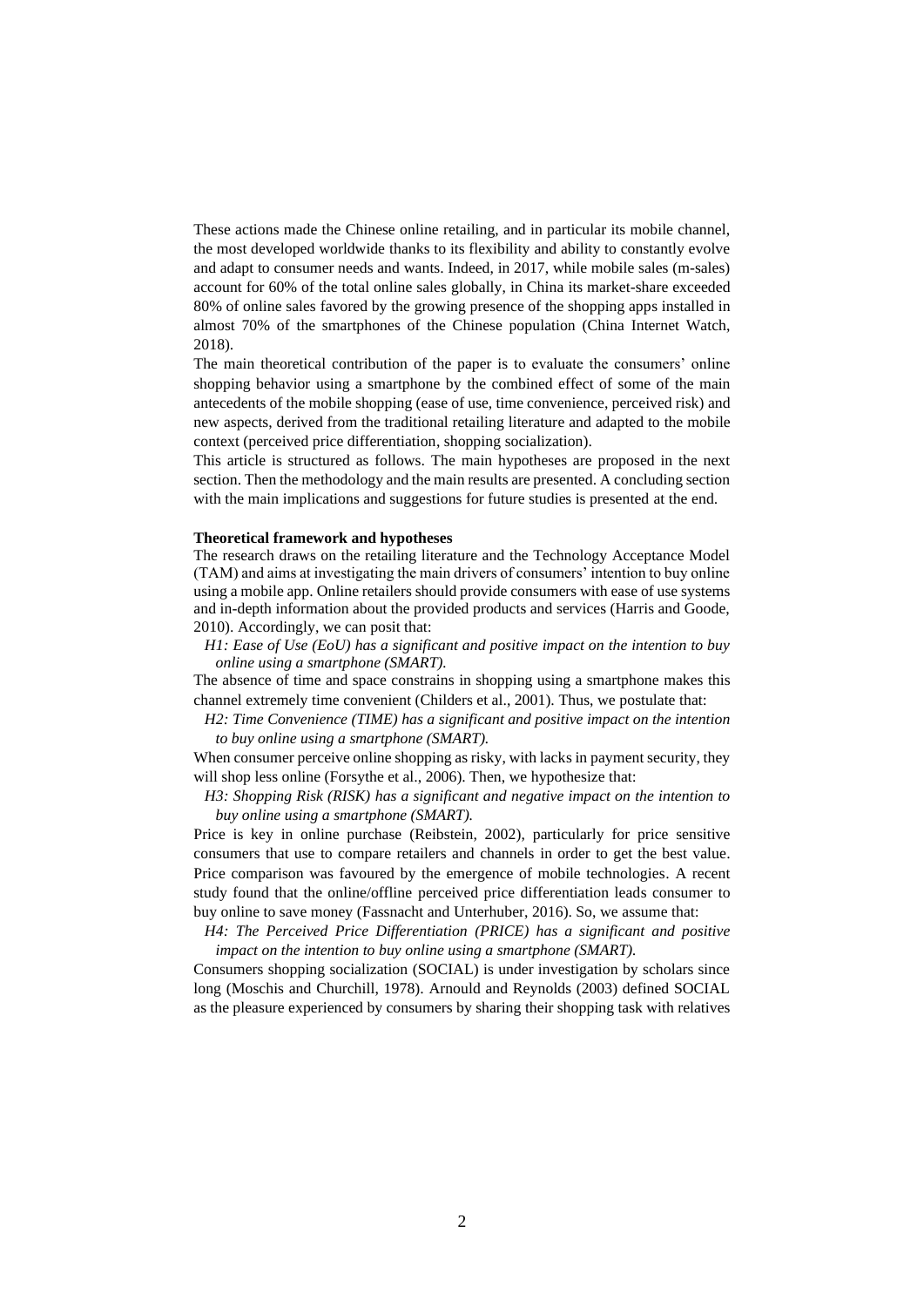These actions made the Chinese online retailing, and in particular its mobile channel, the most developed worldwide thanks to its flexibility and ability to constantly evolve and adapt to consumer needs and wants. Indeed, in 2017, while mobile sales (m-sales) account for 60% of the total online sales globally, in China its market-share exceeded 80% of online sales favored by the growing presence of the shopping apps installed in almost 70% of the smartphones of the Chinese population (China Internet Watch, 2018).

The main theoretical contribution of the paper is to evaluate the consumers' online shopping behavior using a smartphone by the combined effect of some of the main antecedents of the mobile shopping (ease of use, time convenience, perceived risk) and new aspects, derived from the traditional retailing literature and adapted to the mobile context (perceived price differentiation, shopping socialization).

This article is structured as follows. The main hypotheses are proposed in the next section. Then the methodology and the main results are presented. A concluding section with the main implications and suggestions for future studies is presented at the end.

## Theoretical framework and hypotheses

The research draws on the retailing literature and the Technology Acceptance Model (TAM) and aims at investigating the main drivers of consumers' intention to buy online using a mobile app. Online retailers should provide consumers with ease of use systems and in-depth information about the provided products and services (Harris and Goode, 2010). Accordingly, we can posit that:

*H1: Ease of Use (EoU) has a significant and positive impact on the intention to buy online using a smartphone (SMART).*

The absence of time and space constrains in shopping using a smartphone makes this channel extremely time convenient (Childers et al., 2001). Thus, we postulate that:

*H2: Time Convenience (TIME) has a significant and positive impact on the intention to buy online using a smartphone (SMART).*

When consumer perceive online shopping as risky, with lacks in payment security, they will shop less online (Forsythe et al., 2006). Then, we hypothesize that:

*H3: Shopping Risk (RISK) has a significant and negative impact on the intention to buy online using a smartphone (SMART).*

Price is key in online purchase (Reibstein, 2002), particularly for price sensitive consumers that use to compare retailers and channels in order to get the best value. Price comparison was favoured by the emergence of mobile technologies. A recent study found that the online/offline perceived price differentiation leads consumer to buy online to save money (Fassnacht and Unterhuber, 2016). So, we assume that:

*H4: The Perceived Price Differentiation (PRICE) has a significant and positive impact on the intention to buy online using a smartphone (SMART).*

Consumers shopping socialization (SOCIAL) is under investigation by scholars since long (Moschis and Churchill, 1978). Arnould and Reynolds (2003) defined SOCIAL as the pleasure experienced by consumers by sharing their shopping task with relatives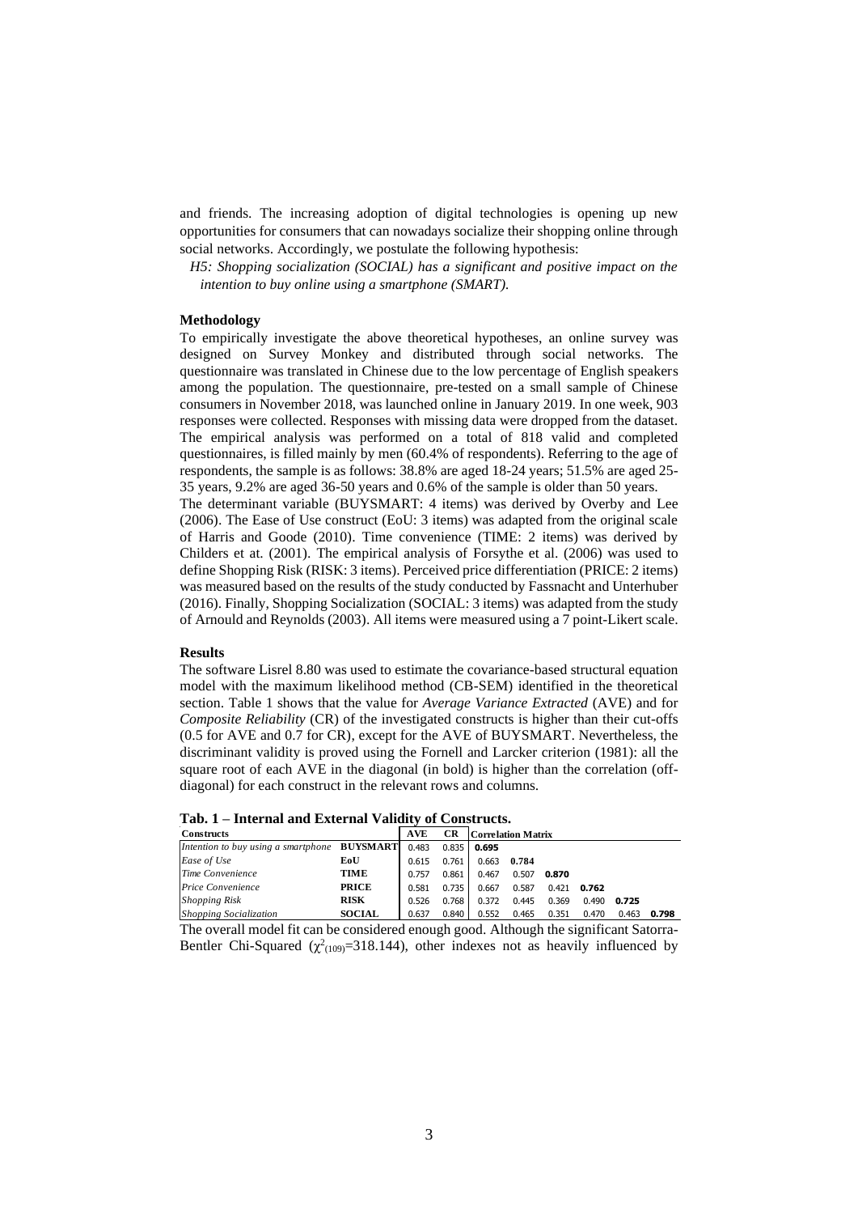and friends. The increasing adoption of digital technologies is opening up new opportunities for consumers that can nowadays socialize their shopping online through social networks. Accordingly, we postulate the following hypothesis:

*H5: Shopping socialization (SOCIAL) has a significant and positive impact on the intention to buy online using a smartphone (SMART).*

**Methodology**

To empirically investigate the above theoretical hypotheses, an online survey was designed on Survey Monkey and distributed through social networks. The questionnaire was translated in Chinese due to the low percentage of English speakers among the population. The questionnaire, pre-tested on a small sample of Chinese consumers in November 2018, was launched online in January 2019. In one week, 903 responses were collected. Responses with missing data were dropped from the dataset. The empirical analysis was performed on a total of 818 valid and completed questionnaires, is filled mainly by men (60.4% of respondents). Referring to the age of respondents, the sample is as follows: 38.8% are aged 18-24 years; 51.5% are aged 25-35 years, 9.2% are aged 36-50 years and 0.6% of the sample is older than 50 years.

The determinant variable (BUYSMART: 4 items) was derived by Overby and Lee (2006). The Ease of Use construct (EoU: 3 items) was adapted from the original scale of Harris and Goode (2010). Time convenience (TIME: 2 items) was derived by Childers et at. (2001). The empirical analysis of Forsythe et al. (2006) was used to define Shopping Risk (RISK: 3 items). Perceived price differentiation (PRICE: 2 items) was measured based on the results of the study conducted by Fassnacht and Unterhuber (2016). Finally, Shopping Socialization (SOCIAL: 3 items) was adapted from the study of Arnould and Reynolds (2003). All items were measured using a 7 point-Likert scale.

**Results**

The software Lisrel 8.80 was used to estimate the covariance-based structural equation model with the maximum likelihood method (CB-SEM) identified in the theoretical section. Table 1 shows that the value for *Average Variance Extracted* (AVE) and for *Composite Reliability* (CR) of the investigated constructs is higher than their cut-offs (0.5 for AVE and 0.7 for CR), except for the AVE of BUYSMART. Nevertheless, the discriminant validity is proved using the Fornell and Larcker criterion (1981): all the square root of each AVE in the diagonal (in bold) is higher than the correlation (off-diagonal) for each construct in the relevant rows and columns.

**Tab. 1 – Internal and External Validity of Constructs.**

| Constructs | | AVE | CR | Correlation Matrix | | | | | |
|---|---|---|---|---|---|---|---|---|---|
| *Intention to buy using a smartphone* | **BUYSMART** | 0.483 | 0.835 | **0.695** | | | | | |
| *Ease of Use* | **EoU** | 0.615 | 0.761 | 0.663 | **0.784** | | | | |
| *Time Convenience* | **TIME** | 0.757 | 0.861 | 0.467 | 0.507 | **0.870** | | | |
| *Price Convenience* | **PRICE** | 0.581 | 0.735 | 0.667 | 0.587 | 0.421 | **0.762** | | |
| *Shopping Risk* | **RISK** | 0.526 | 0.768 | 0.372 | 0.445 | 0.369 | 0.490 | **0.725** | |
| *Shopping Socialization* | **SOCIAL** | 0.637 | 0.840 | 0.552 | 0.465 | 0.351 | 0.470 | 0.463 | **0.798** |

The overall model fit can be considered enough good. Although the significant Satorra-Bentler Chi-Squared ($\chi^2_{(109)}$=318.144), other indexes not as heavily influenced by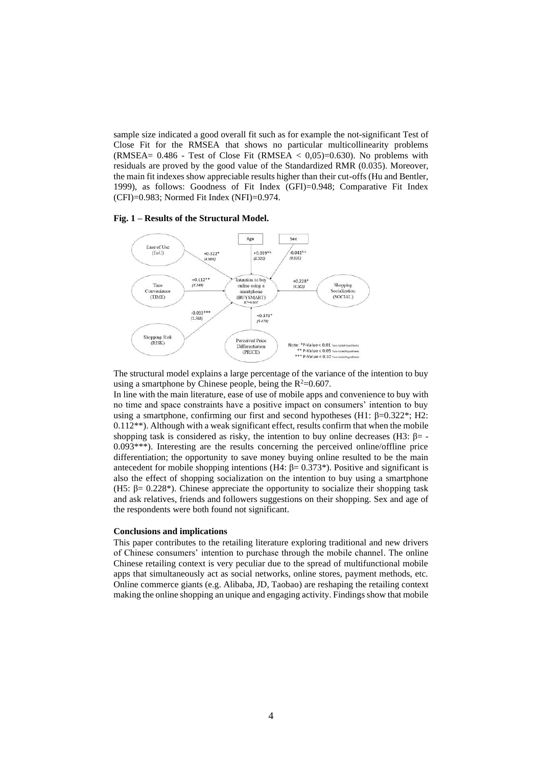sample size indicated a good overall fit such as for example the not-significant Test of Close Fit for the RMSEA that shows no particular multicollinearity problems (RMSEA= 0.486 - Test of Close Fit (RMSEA < 0,05)=0.630). No problems with residuals are proved by the good value of the Standardized RMR (0.035). Moreover, the main fit indexes show appreciable results higher than their cut-offs (Hu and Bentler, 1999), as follows: Goodness of Fit Index (GFI)=0.948; Comparative Fit Index (CFI)=0.983; Normed Fit Index (NFI)=0.974.

**Fig. 1 – Results of the Structural Model.**

Ease of Use (EoU)
+0.322* (4.989)
Age
+0.019^N.S. (0.520)
Sex
-0.041^N.S. (0.935)
Time Convenience (TIME)
+0.112** (2.248)
Intention to buy online using a smartphone (BUYSMART) $R^2$=0.607
+0.228* (4.363)
Shopping Socialization (SOCIAL)
Shopping Risk (RISK)
-0.093*** (1.768)
+0.373* (5.478)
Perceived Price Differentiation (PRICE)
Note: *P-Value < 0.01 Two-tailed hypothesis
** P-Value < 0.05 Two-tailed hypothesis
*** P-Value < 0.10 Two-tailed hypothesis

The structural model explains a large percentage of the variance of the intention to buy using a smartphone by Chinese people, being the $R^2$=0.607.

In line with the main literature, ease of use of mobile apps and convenience to buy with no time and space constraints have a positive impact on consumers' intention to buy using a smartphone, confirming our first and second hypotheses (H1: $\beta$=0.322*; H2: 0.112**). Although with a weak significant effect, results confirm that when the mobile shopping task is considered as risky, the intention to buy online decreases (H3: $\beta$= -0.093***). Interesting are the results concerning the perceived online/offline price differentiation; the opportunity to save money buying online resulted to be the main antecedent for mobile shopping intentions (H4: $\beta$= 0.373*). Positive and significant is also the effect of shopping socialization on the intention to buy using a smartphone (H5: $\beta$= 0.228*). Chinese appreciate the opportunity to socialize their shopping task and ask relatives, friends and followers suggestions on their shopping. Sex and age of the respondents were both found not significant.

**Conclusions and implications**

This paper contributes to the retailing literature exploring traditional and new drivers of Chinese consumers' intention to purchase through the mobile channel. The online Chinese retailing context is very peculiar due to the spread of multifunctional mobile apps that simultaneously act as social networks, online stores, payment methods, etc. Online commerce giants (e.g. Alibaba, JD, Taobao) are reshaping the retailing context making the online shopping an unique and engaging activity. Findings show that mobile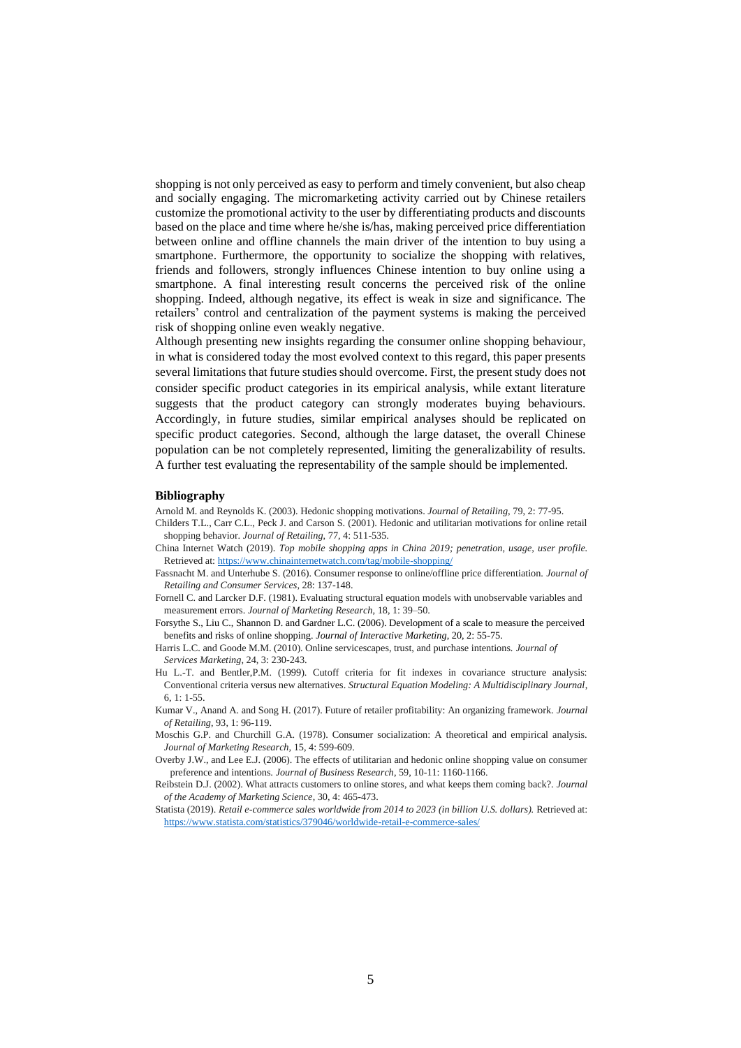shopping is not only perceived as easy to perform and timely convenient, but also cheap and socially engaging. The micromarketing activity carried out by Chinese retailers customize the promotional activity to the user by differentiating products and discounts based on the place and time where he/she is/has, making perceived price differentiation between online and offline channels the main driver of the intention to buy using a smartphone. Furthermore, the opportunity to socialize the shopping with relatives, friends and followers, strongly influences Chinese intention to buy online using a smartphone. A final interesting result concerns the perceived risk of the online shopping. Indeed, although negative, its effect is weak in size and significance. The retailers' control and centralization of the payment systems is making the perceived risk of shopping online even weakly negative.

Although presenting new insights regarding the consumer online shopping behaviour, in what is considered today the most evolved context to this regard, this paper presents several limitations that future studies should overcome. First, the present study does not consider specific product categories in its empirical analysis, while extant literature suggests that the product category can strongly moderates buying behaviours. Accordingly, in future studies, similar empirical analyses should be replicated on specific product categories. Second, although the large dataset, the overall Chinese population can be not completely represented, limiting the generalizability of results. A further test evaluating the representability of the sample should be implemented.

## Bibliography

Arnold M. and Reynolds K. (2003). Hedonic shopping motivations. *Journal of Retailing*, 79, 2: 77-95.

Childers T.L., Carr C.L., Peck J. and Carson S. (2001). Hedonic and utilitarian motivations for online retail shopping behavior. *Journal of Retailing*, 77, 4: 511-535.

China Internet Watch (2019). *Top mobile shopping apps in China 2019; penetration, usage, user profile.* Retrieved at: https://www.chinainternetwatch.com/tag/mobile-shopping/

Fassnacht M. and Unterhube S. (2016). Consumer response to online/offline price differentiation. *Journal of Retailing and Consumer Services*, 28: 137-148.

Fornell C. and Larcker D.F. (1981). Evaluating structural equation models with unobservable variables and measurement errors. *Journal of Marketing Research*, 18, 1: 39–50.

Forsythe S., Liu C., Shannon D. and Gardner L.C. (2006). Development of a scale to measure the perceived benefits and risks of online shopping. *Journal of Interactive Marketing*, 20, 2: 55-75.

Harris L.C. and Goode M.M. (2010). Online servicescapes, trust, and purchase intentions. *Journal of Services Marketing*, 24, 3: 230-243.

Hu L.-T. and Bentler,P.M. (1999). Cutoff criteria for fit indexes in covariance structure analysis: Conventional criteria versus new alternatives. *Structural Equation Modeling: A Multidisciplinary Journal*, 6, 1: 1-55.

Kumar V., Anand A. and Song H. (2017). Future of retailer profitability: An organizing framework. *Journal of Retailing*, 93, 1: 96-119.

Moschis G.P. and Churchill G.A. (1978). Consumer socialization: A theoretical and empirical analysis. *Journal of Marketing Research*, 15, 4: 599-609.

Overby J.W., and Lee E.J. (2006). The effects of utilitarian and hedonic online shopping value on consumer preference and intentions. *Journal of Business Research*, 59, 10-11: 1160-1166.

Reibstein D.J. (2002). What attracts customers to online stores, and what keeps them coming back?. *Journal of the Academy of Marketing Science*, 30, 4: 465-473.

Statista (2019). *Retail e-commerce sales worldwide from 2014 to 2023 (in billion U.S. dollars).* Retrieved at: https://www.statista.com/statistics/379046/worldwide-retail-e-commerce-sales/